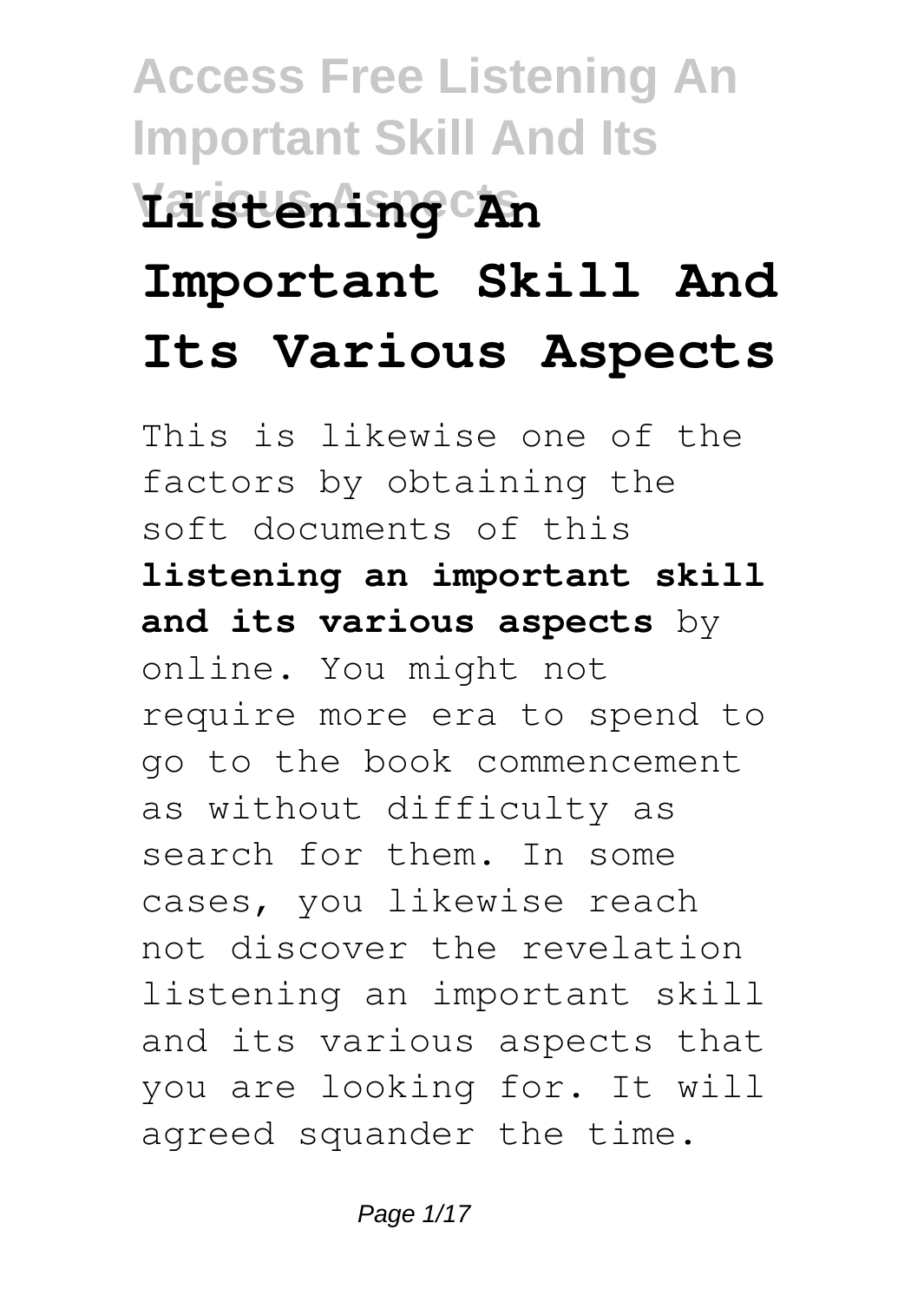# Listening An Important Skill And Its Various Aspects

This is likewise one of the factors by obtaining the soft documents of this **listening an important skill and its various aspects** by online. You might not require more era to spend to go to the book commencement as without difficulty as search for them. In some cases, you likewise reach not discover the revelation listening an important skill and its various aspects that you are looking for. It will agreed squander the time.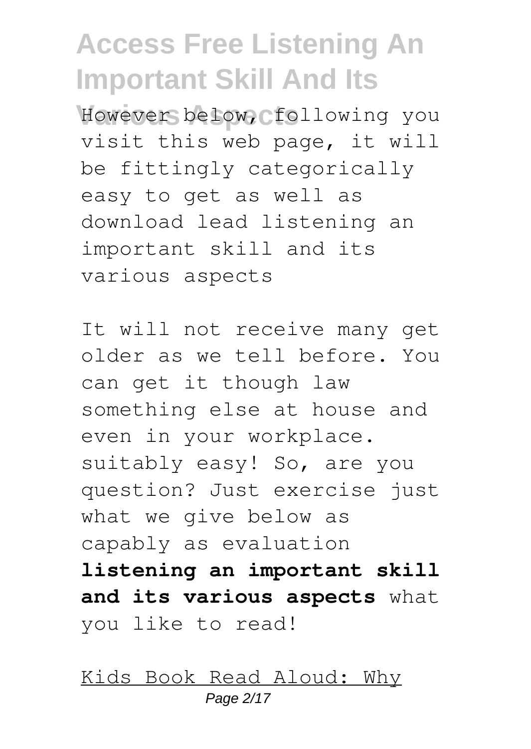However below, following you visit this web page, it will be fittingly categorically easy to get as well as download lead listening an important skill and its various aspects

It will not receive many get older as we tell before. You can get it though law something else at house and even in your workplace. suitably easy! So, are you question? Just exercise just what we give below as capably as evaluation **listening an important skill and its various aspects** what you like to read!

Kids Book Read Aloud: Why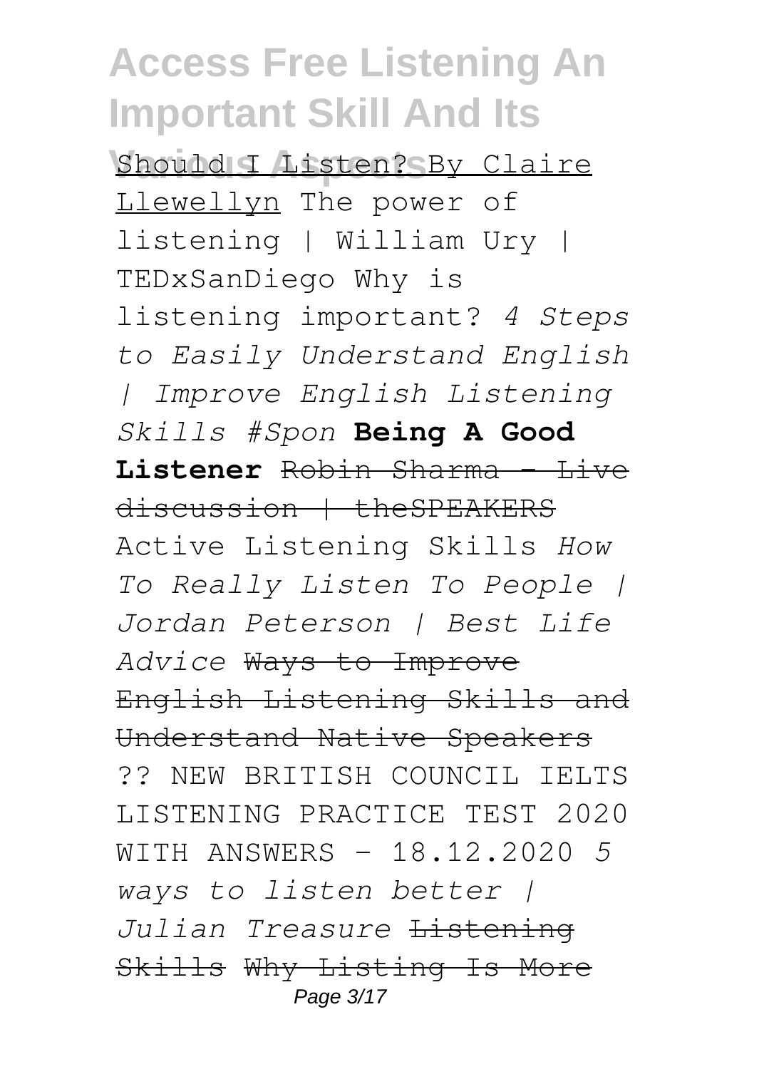Should I Listen? By Claire Llewellyn The power of listening | William Ury | TEDxSanDiego Why is listening important? *4 Steps to Easily Understand English | Improve English Listening Skills #Spon* **Being A Good Listener** ~~Robin Sharma - Live discussion | theSPEAKERS~~ Active Listening Skills *How To Really Listen To People | Jordan Peterson | Best Life Advice* ~~Ways to Improve English Listening Skills and Understand Native Speakers~~ ?? NEW BRITISH COUNCIL IELTS LISTENING PRACTICE TEST 2020 WITH ANSWERS - 18.12.2020 *5 ways to listen better | Julian Treasure* ~~Listening Skills~~ ~~Why Listing Is More~~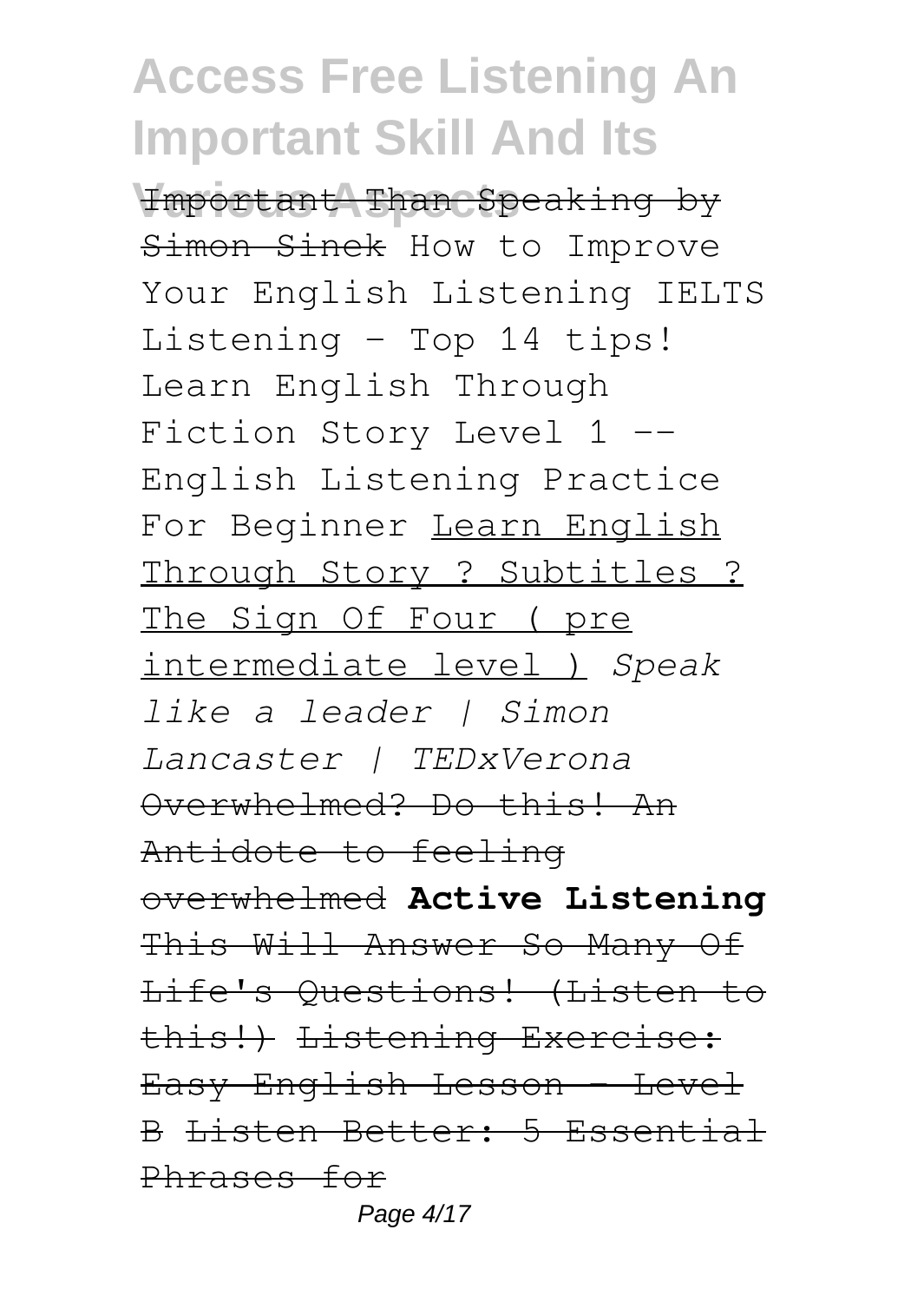Important Than Speaking by Simon Sinek How to Improve Your English Listening IELTS Listening - Top 14 tips! Learn English Through Fiction Story Level 1 -- English Listening Practice For Beginner Learn English Through Story ? Subtitles ? The Sign Of Four ( pre intermediate level ) *Speak like a leader | Simon Lancaster | TEDxVerona* Overwhelmed? Do this! An Antidote to feeling overwhelmed **Active Listening** This Will Answer So Many Of Life's Questions! (Listen to this!) Listening Exercise: Easy English Lesson - Level B Listen Better: 5 Essential Phrases for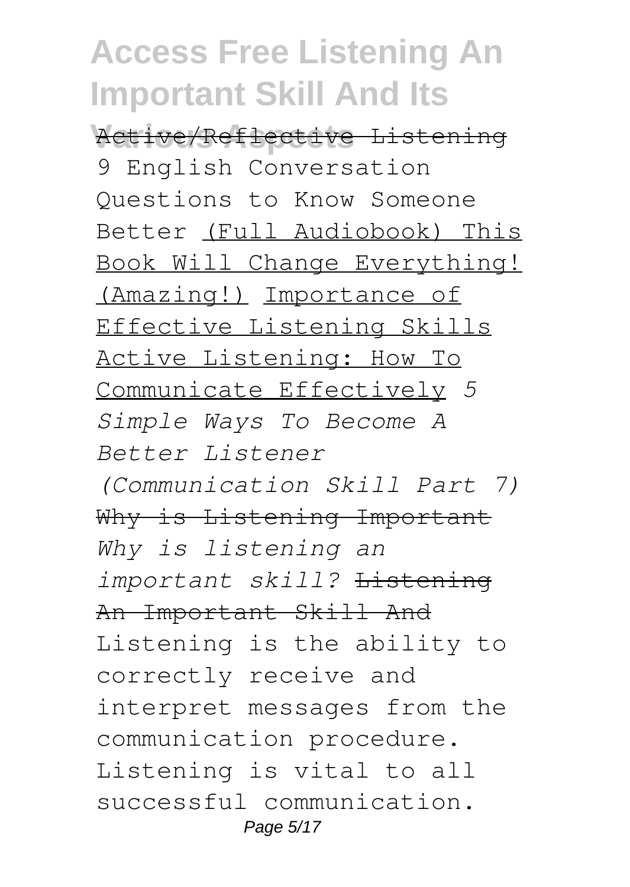Active/Reflective Listening 9 English Conversation Questions to Know Someone Better (Full Audiobook) This Book Will Change Everything! (Amazing!) Importance of Effective Listening Skills Active Listening: How To Communicate Effectively *5 Simple Ways To Become A Better Listener (Communication Skill Part 7)* Why is Listening Important *Why is listening an important skill?* Listening An Important Skill And

Listening is the ability to correctly receive and interpret messages from the communication procedure. Listening is vital to all successful communication.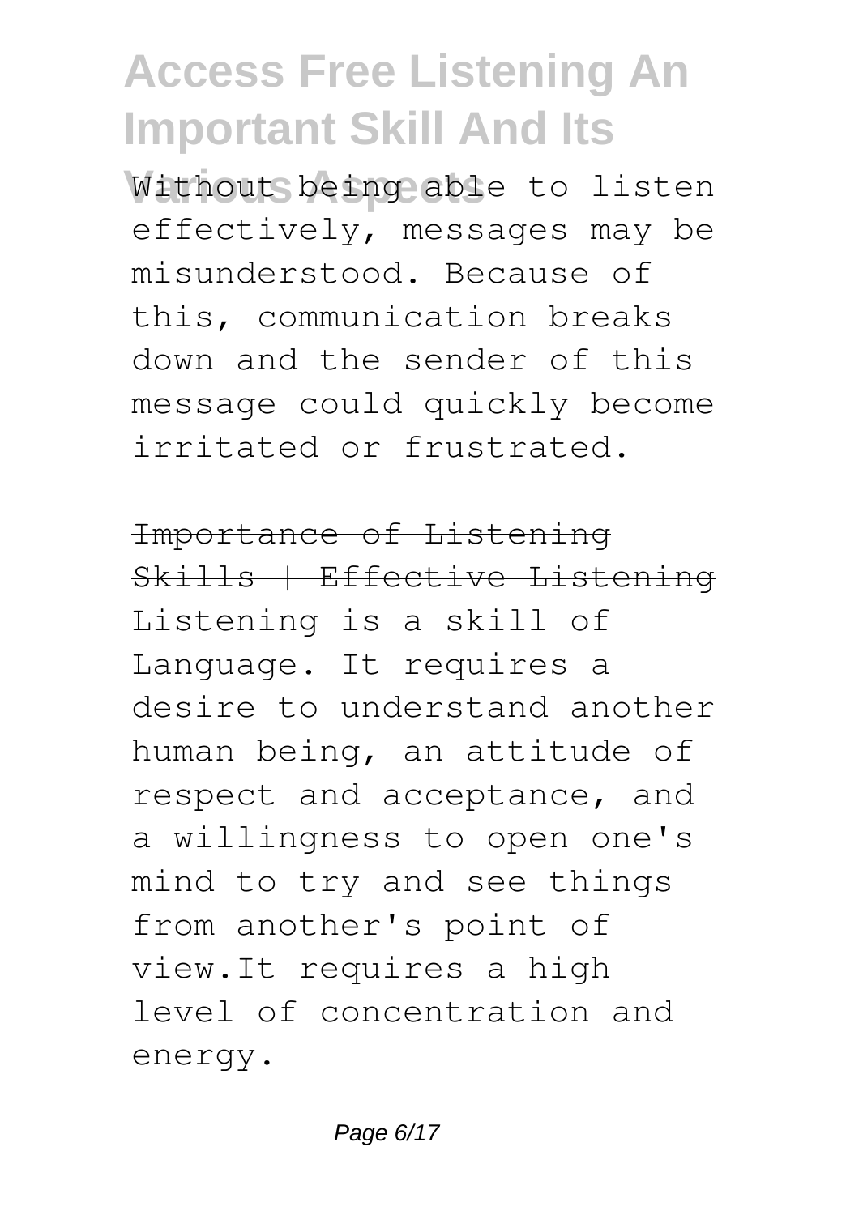Without being able to listen effectively, messages may be misunderstood. Because of this, communication breaks down and the sender of this message could quickly become irritated or frustrated.

~~Importance of Listening Skills | Effective Listening~~

Listening is a skill of Language. It requires a desire to understand another human being, an attitude of respect and acceptance, and a willingness to open one's mind to try and see things from another's point of view.It requires a high level of concentration and energy.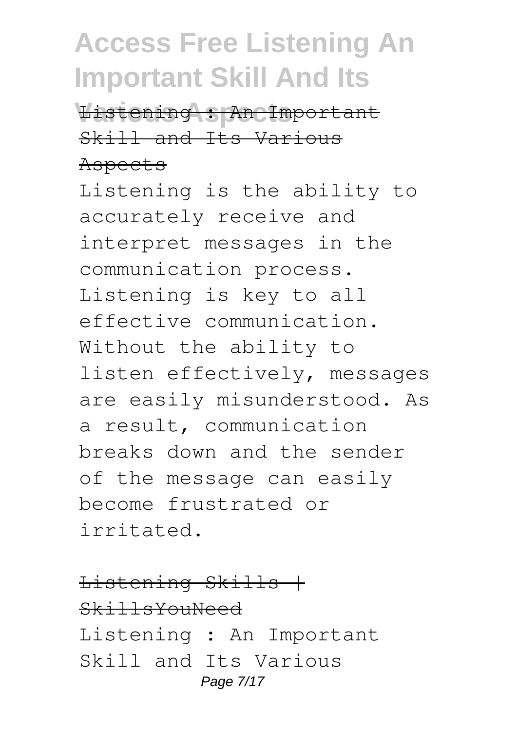Listening : An Important Skill and Its Various Aspects

Listening is the ability to accurately receive and interpret messages in the communication process. Listening is key to all effective communication. Without the ability to listen effectively, messages are easily misunderstood. As a result, communication breaks down and the sender of the message can easily become frustrated or irritated.

Listening Skills | SkillsYouNeed

Listening : An Important Skill and Its Various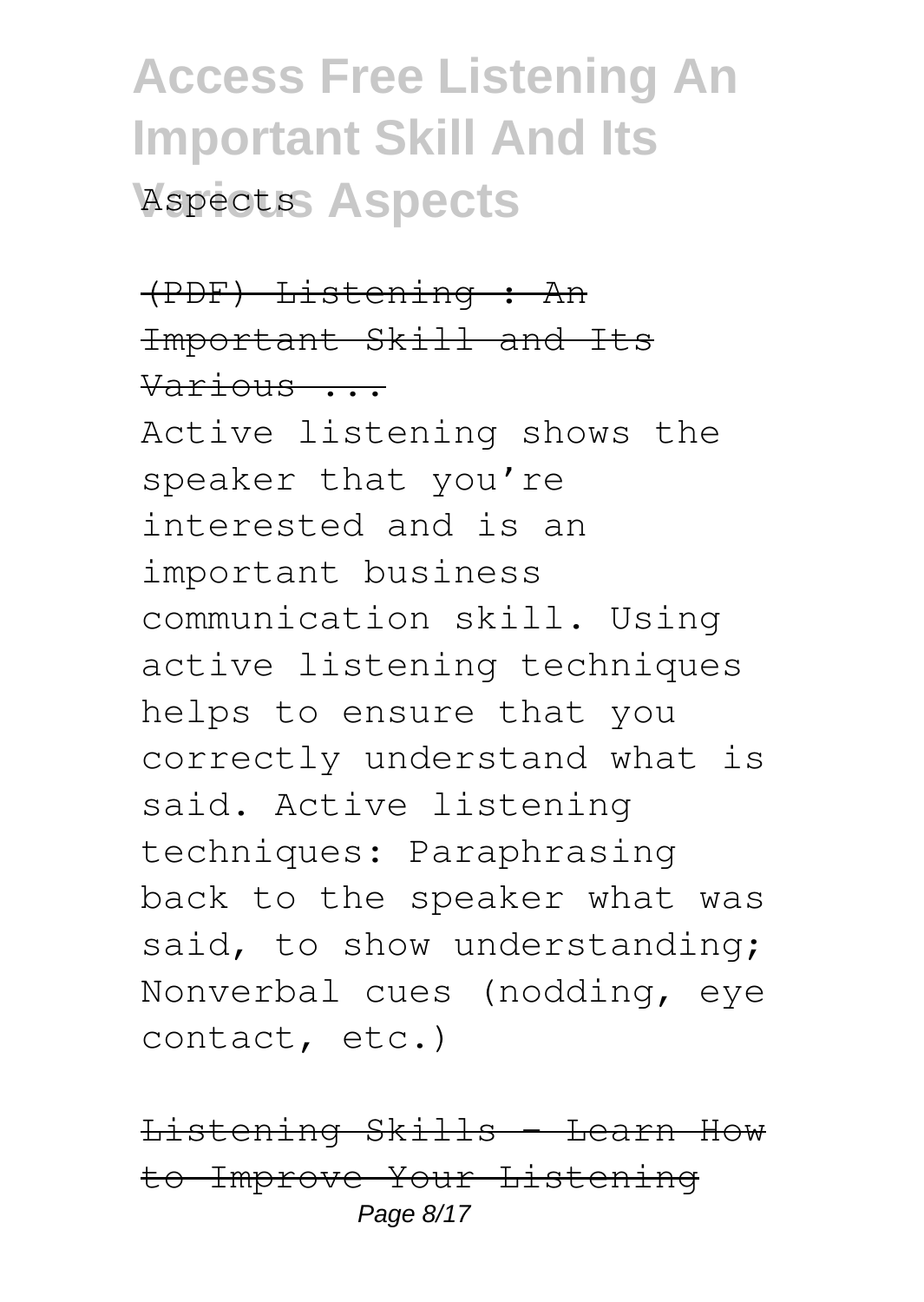Aspects

~~(PDF) Listening : An Important Skill and Its Various ...~~

Active listening shows the speaker that you're interested and is an important business communication skill. Using active listening techniques helps to ensure that you correctly understand what is said. Active listening techniques: Paraphrasing back to the speaker what was said, to show understanding; Nonverbal cues (nodding, eye contact, etc.)

~~Listening Skills - Learn How to Improve Your Listening~~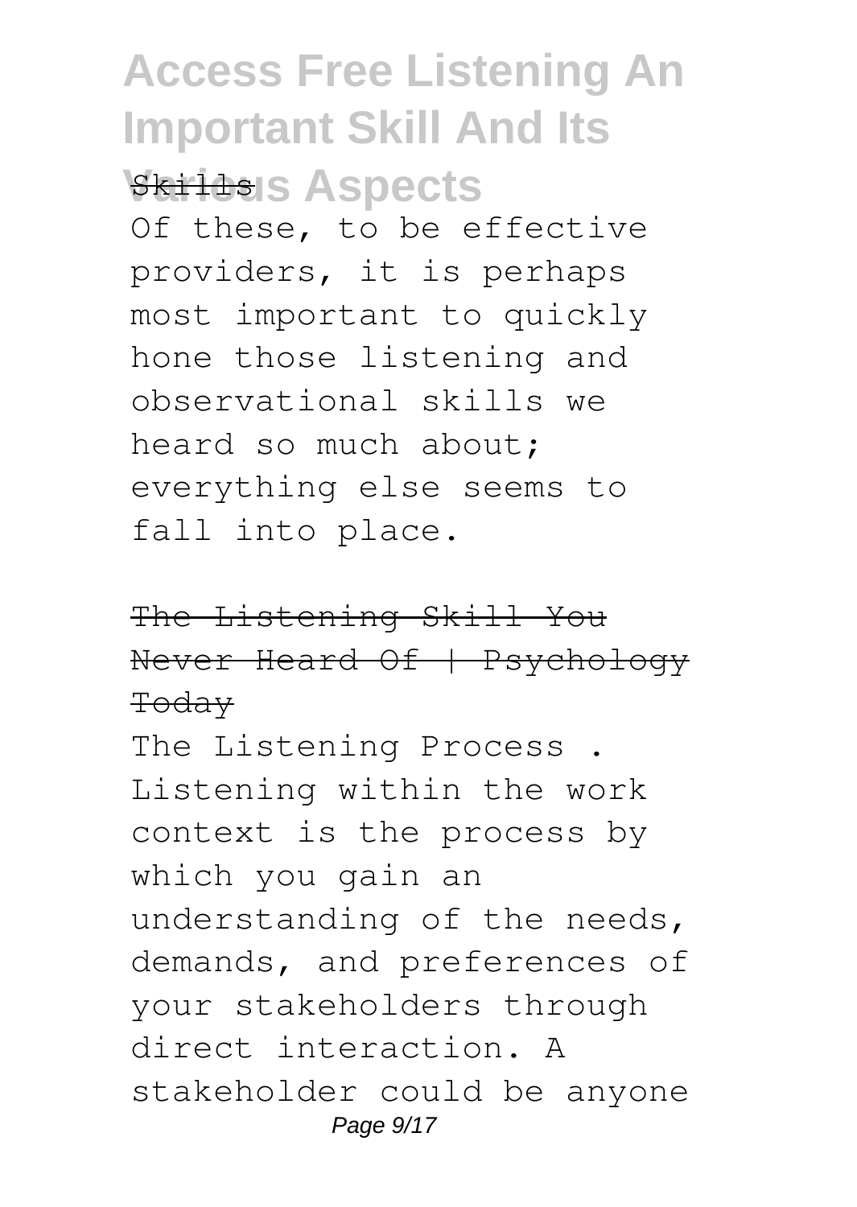Skills

Of these, to be effective providers, it is perhaps most important to quickly hone those listening and observational skills we heard so much about; everything else seems to fall into place.

The Listening Skill You Never Heard Of | Psychology Today

The Listening Process . Listening within the work context is the process by which you gain an understanding of the needs, demands, and preferences of your stakeholders through direct interaction. A stakeholder could be anyone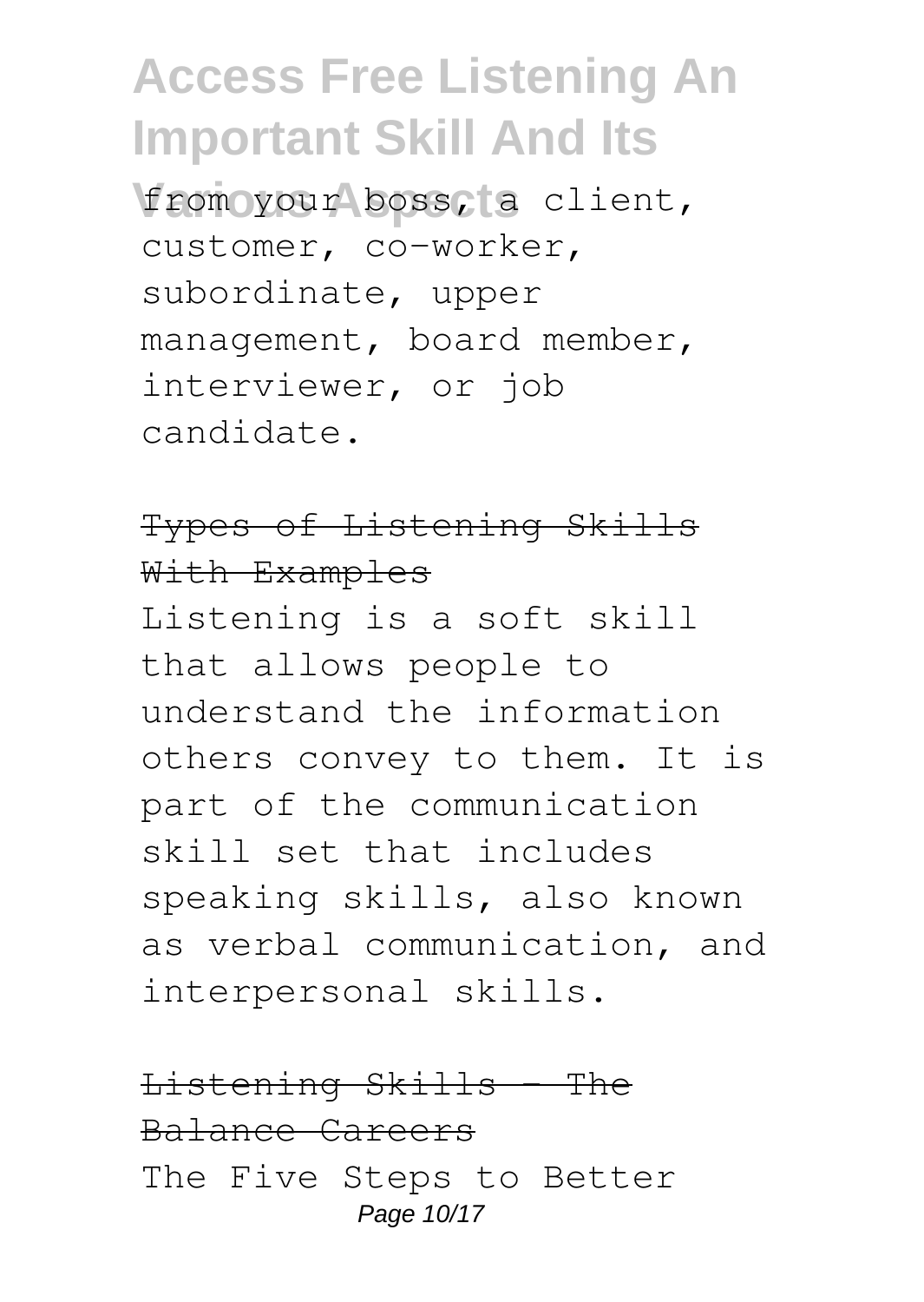from your boss, a client, customer, co-worker, subordinate, upper management, board member, interviewer, or job candidate.

## Types of Listening Skills With Examples

Listening is a soft skill that allows people to understand the information others convey to them. It is part of the communication skill set that includes speaking skills, also known as verbal communication, and interpersonal skills.

## Listening Skills - The Balance Careers

The Five Steps to Better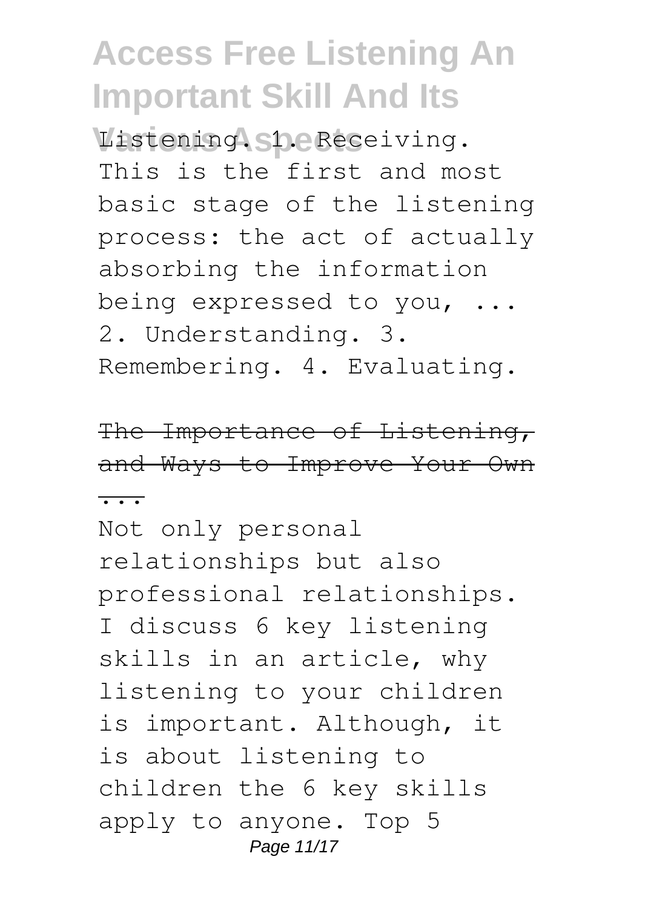Listening. 1. Receiving. This is the first and most basic stage of the listening process: the act of actually absorbing the information being expressed to you, ... 2. Understanding. 3. Remembering. 4. Evaluating.

The Importance of Listening, and Ways to Improve Your Own ...

Not only personal relationships but also professional relationships. I discuss 6 key listening skills in an article, why listening to your children is important. Although, it is about listening to children the 6 key skills apply to anyone. Top 5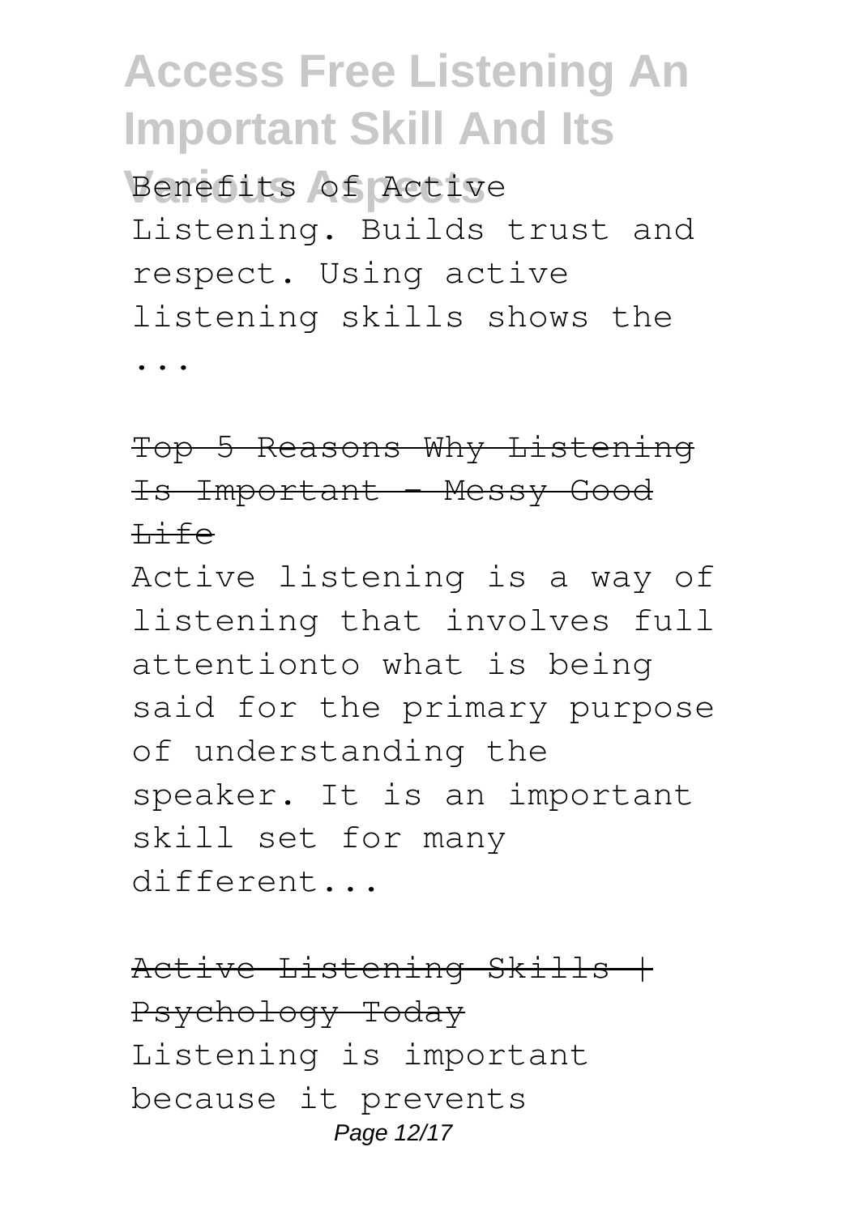Benefits of Active Listening. Builds trust and respect. Using active listening skills shows the ...

~~Top 5 Reasons Why Listening Is Important - Messy Good Life~~

Active listening is a way of listening that involves full attentionto what is being said for the primary purpose of understanding the speaker. It is an important skill set for many different...

~~Active Listening Skills | Psychology Today~~

Listening is important because it prevents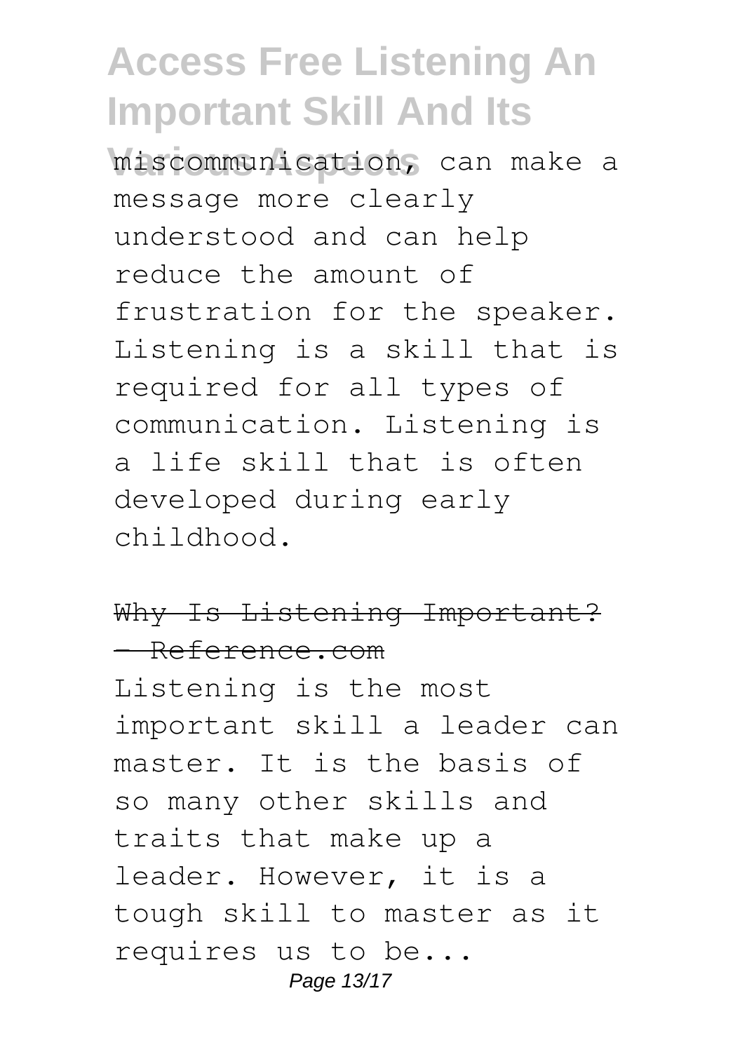miscommunication, can make a message more clearly understood and can help reduce the amount of frustration for the speaker. Listening is a skill that is required for all types of communication. Listening is a life skill that is often developed during early childhood.

Why Is Listening Important? - Reference.com

Listening is the most important skill a leader can master. It is the basis of so many other skills and traits that make up a leader. However, it is a tough skill to master as it requires us to be...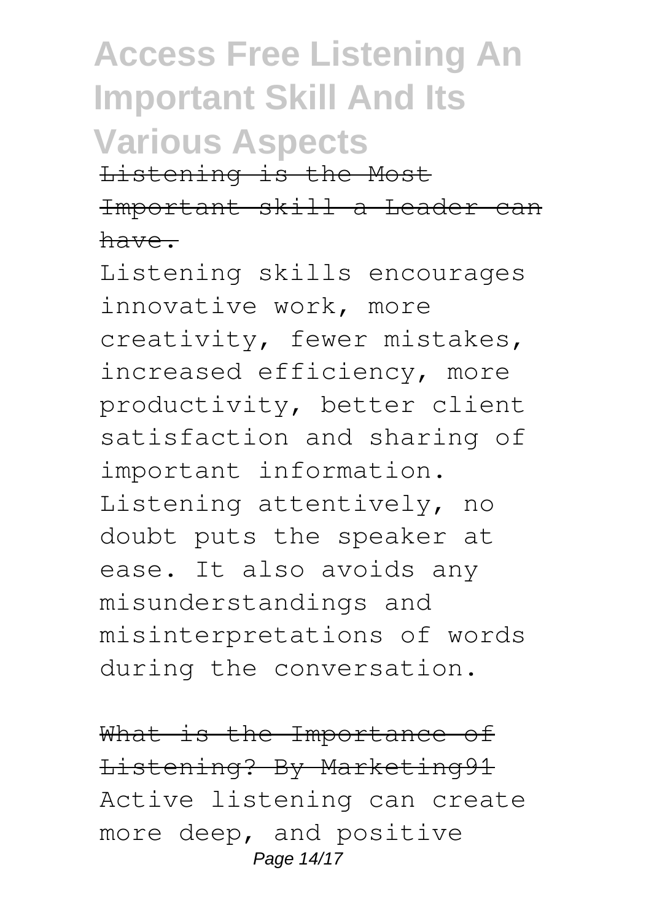Listening is the Most Important skill a Leader can have.

Listening skills encourages innovative work, more creativity, fewer mistakes, increased efficiency, more productivity, better client satisfaction and sharing of important information. Listening attentively, no doubt puts the speaker at ease. It also avoids any misunderstandings and misinterpretations of words during the conversation.

What is the Importance of Listening? By Marketing91

Active listening can create more deep, and positive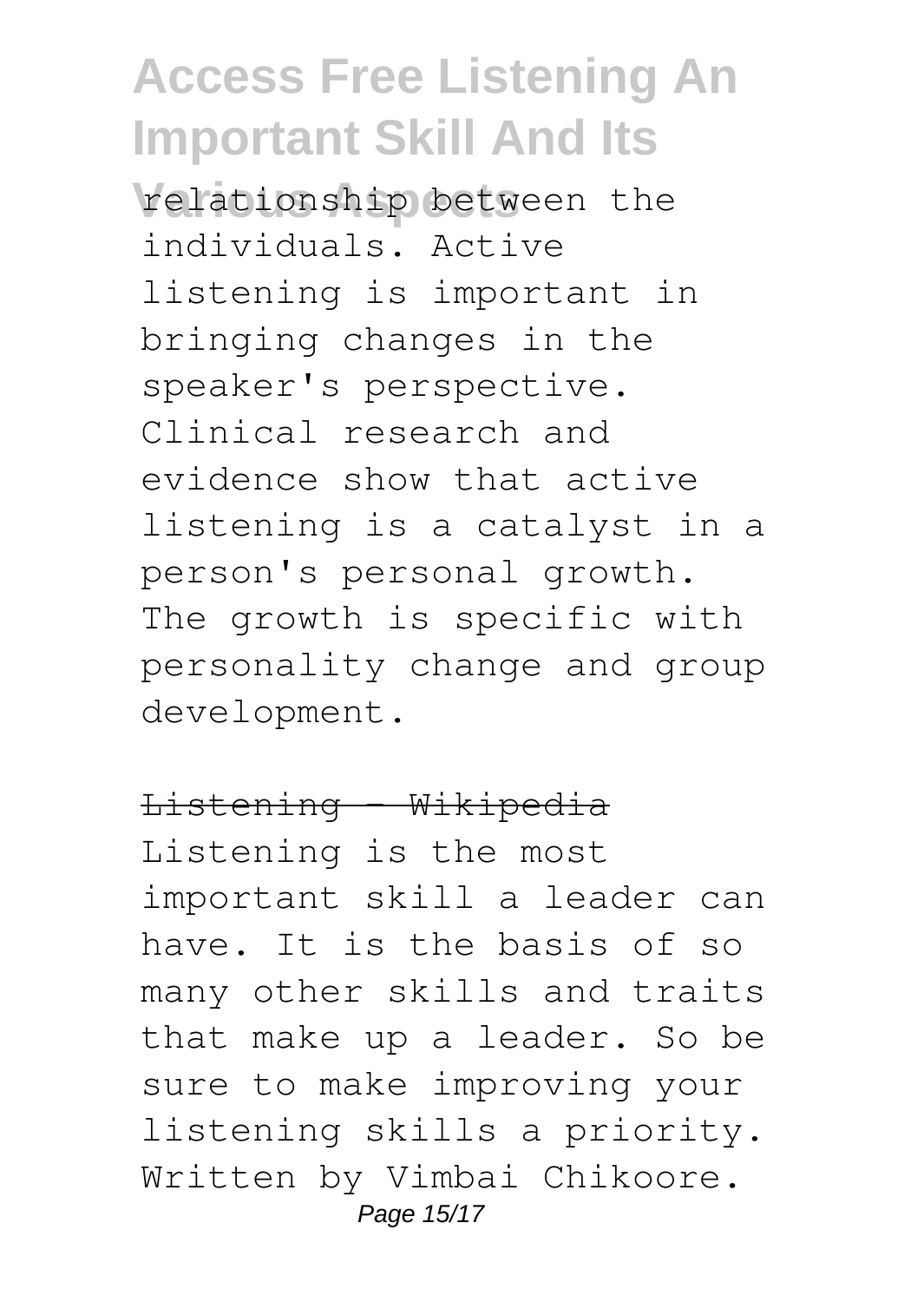relationship between the individuals. Active listening is important in bringing changes in the speaker's perspective. Clinical research and evidence show that active listening is a catalyst in a person's personal growth. The growth is specific with personality change and group development.

~~Listening - Wikipedia~~

Listening is the most important skill a leader can have. It is the basis of so many other skills and traits that make up a leader. So be sure to make improving your listening skills a priority. Written by Vimbai Chikoore.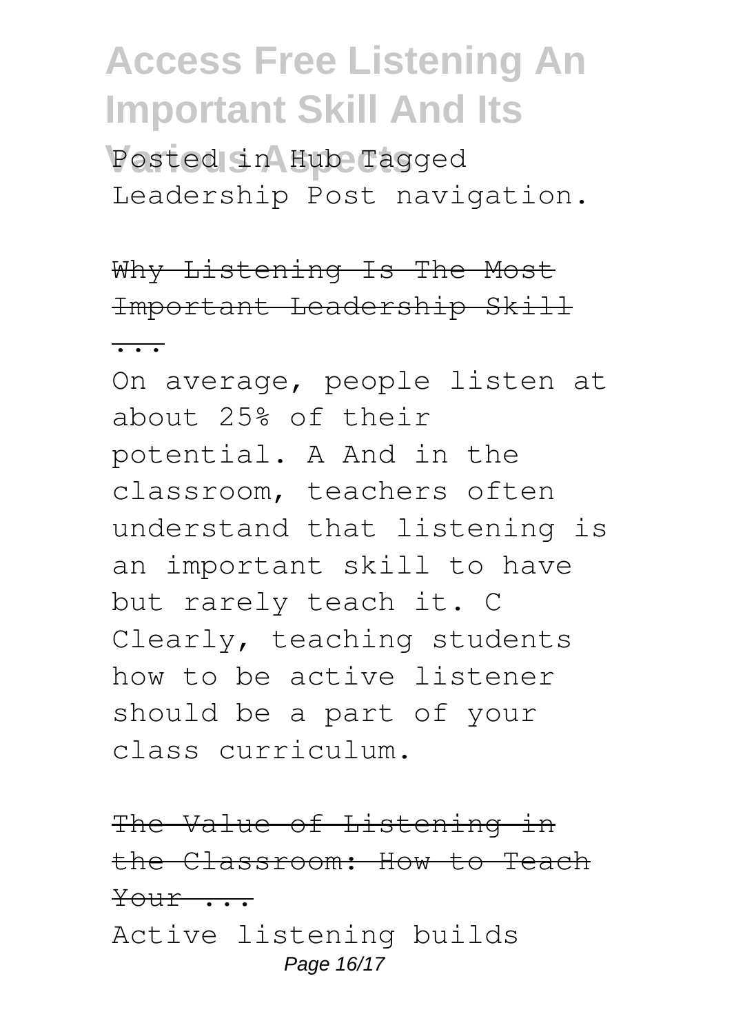Posted in Hub Tagged Leadership Post navigation.

Why Listening Is The Most Important Leadership Skill ...

On average, people listen at about 25% of their potential. A And in the classroom, teachers often understand that listening is an important skill to have but rarely teach it. C Clearly, teaching students how to be active listener should be a part of your class curriculum.

The Value of Listening in the Classroom: How to Teach Your ...

Active listening builds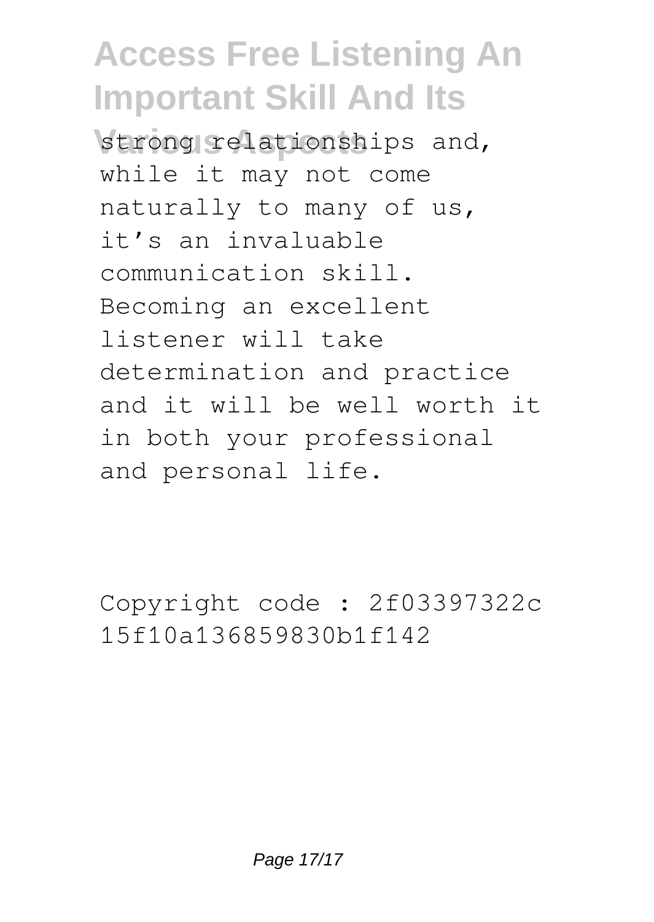strong relationships and, while it may not come naturally to many of us, it’s an invaluable communication skill. Becoming an excellent listener will take determination and practice and it will be well worth it in both your professional and personal life.

Copyright code : 2f03397322c15f10a136859830b1f142